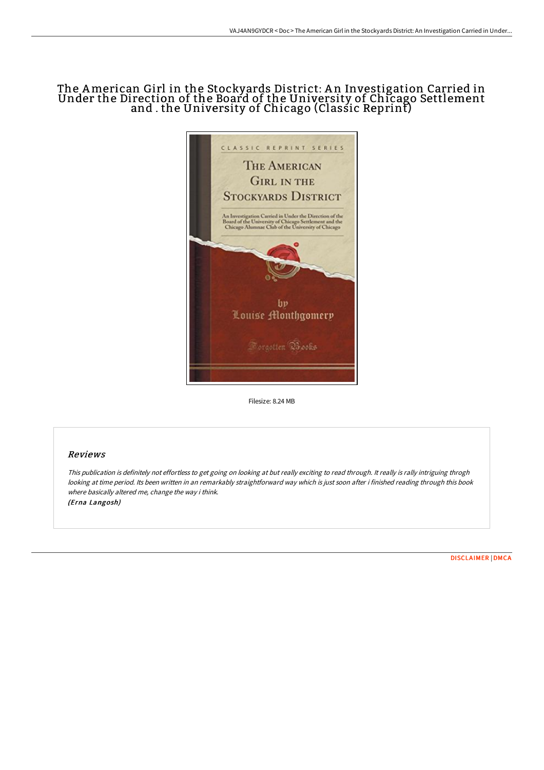# The American Girl in the Stockyards District: An Investigation Carried in Under the Direction of the Board of the University of Chicago Settlement and . the University of Chicago (Classic Reprint)

Filesize: 8.24 MB

## Reviews

*This publication is definitely not effortless to get going on looking at but really exciting to read through. It really is rally intriguing throgh looking at time period. Its been written in an remarkably straightforward way which is just soon after i finished reading through this book where basically altered me, change the way i think.*
***(Erna Langosh)***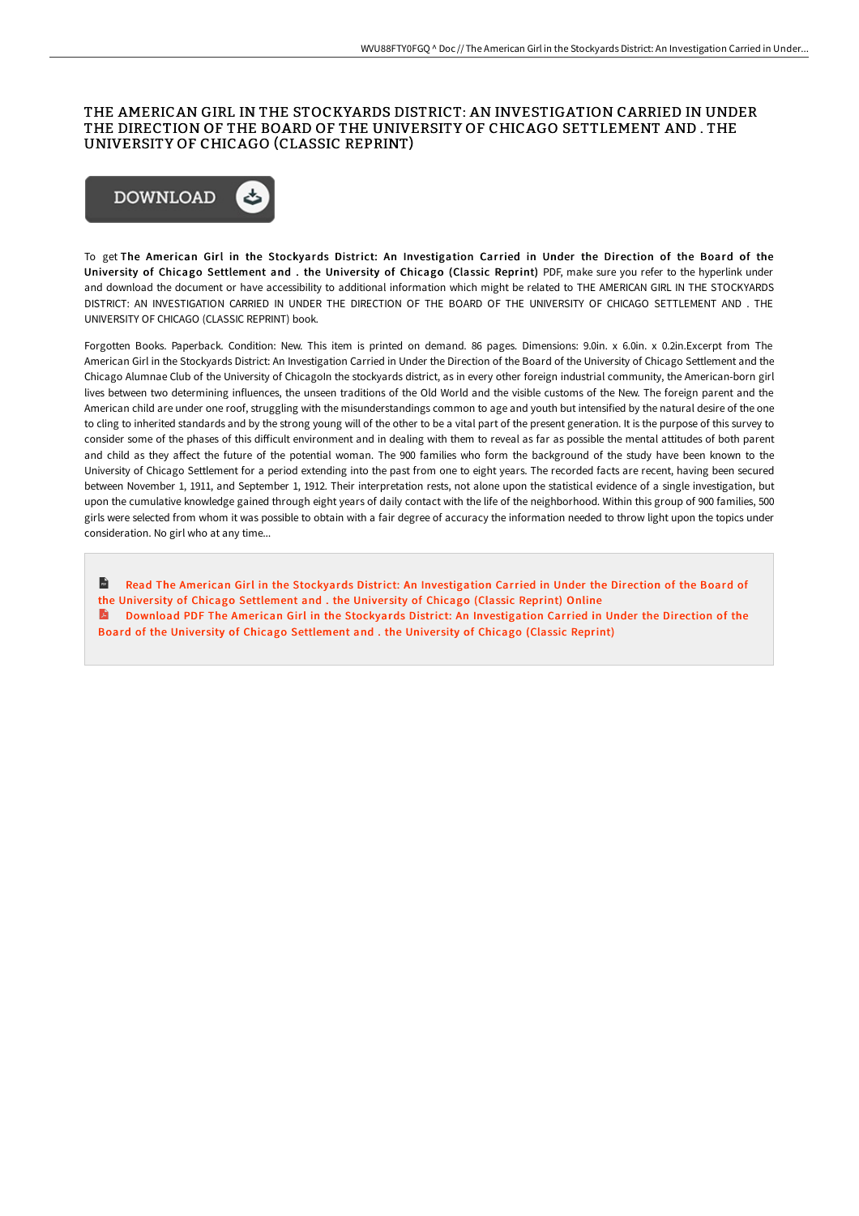# THE AMERICAN GIRL IN THE STOCKYARDS DISTRICT: AN INVESTIGATION CARRIED IN UNDER THE DIRECTION OF THE BOARD OF THE UNIVERSITY OF CHICAGO SETTLEMENT AND . THE UNIVERSITY OF CHICAGO (CLASSIC REPRINT)

DOWNLOAD

To get **The American Girl in the Stockyards District: An Investigation Carried in Under the Direction of the Board of the University of Chicago Settlement and . the University of Chicago (Classic Reprint)** PDF, make sure you refer to the hyperlink under and download the document or have accessibility to additional information which might be related to THE AMERICAN GIRL IN THE STOCKYARDS DISTRICT: AN INVESTIGATION CARRIED IN UNDER THE DIRECTION OF THE BOARD OF THE UNIVERSITY OF CHICAGO SETTLEMENT AND . THE UNIVERSITY OF CHICAGO (CLASSIC REPRINT) book.

Forgotten Books. Paperback. Condition: New. This item is printed on demand. 86 pages. Dimensions: 9.0in. x 6.0in. x 0.2in.Excerpt from The American Girl in the Stockyards District: An Investigation Carried in Under the Direction of the Board of the University of Chicago Settlement and the Chicago Alumnae Club of the University of ChicagoIn the stockyards district, as in every other foreign industrial community, the American-born girl lives between two determining influences, the unseen traditions of the Old World and the visible customs of the New. The foreign parent and the American child are under one roof, struggling with the misunderstandings common to age and youth but intensified by the natural desire of the one to cling to inherited standards and by the strong young will of the other to be a vital part of the present generation. It is the purpose of this survey to consider some of the phases of this difficult environment and in dealing with them to reveal as far as possible the mental attitudes of both parent and child as they affect the future of the potential woman. The 900 families who form the background of the study have been known to the University of Chicago Settlement for a period extending into the past from one to eight years. The recorded facts are recent, having been secured between November 1, 1911, and September 1, 1912. Their interpretation rests, not alone upon the statistical evidence of a single investigation, but upon the cumulative knowledge gained through eight years of daily contact with the life of the neighborhood. Within this group of 900 families, 500 girls were selected from whom it was possible to obtain with a fair degree of accuracy the information needed to throw light upon the topics under consideration. No girl who at any time...

Read The American Girl in the Stockyards District: An Investigation Carried in Under the Direction of the Board of the University of Chicago Settlement and . the University of Chicago (Classic Reprint) Online

Download PDF The American Girl in the Stockyards District: An Investigation Carried in Under the Direction of the Board of the University of Chicago Settlement and . the University of Chicago (Classic Reprint)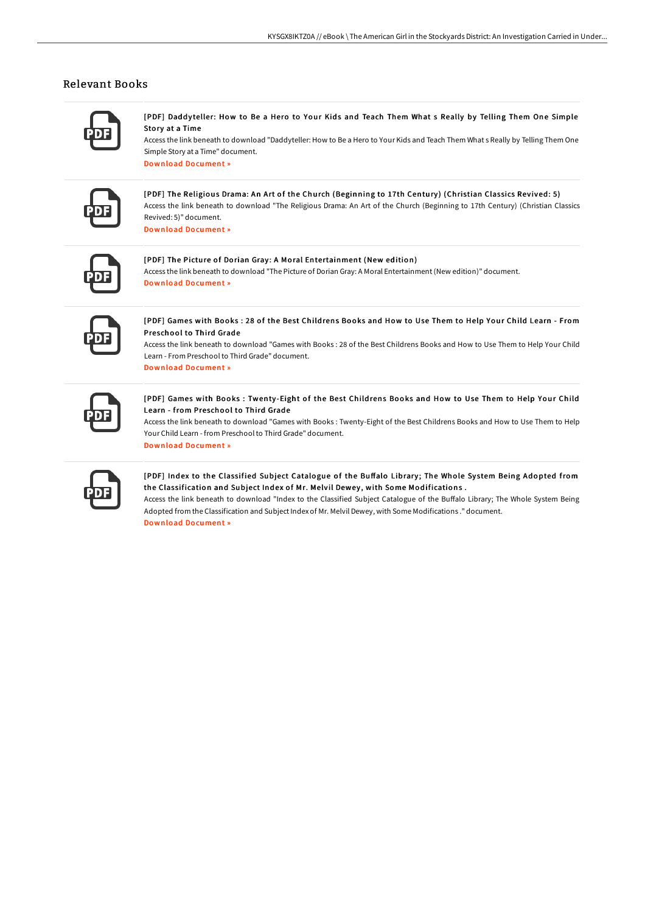## Relevant Books

**[PDF] Daddyteller: How to Be a Hero to Your Kids and Teach Them What s Really by Telling Them One Simple Story at a Time**

Access the link beneath to download "Daddyteller: How to Be a Hero to Your Kids and Teach Them What s Really by Telling Them One Simple Story at a Time" document.

Download Document »

**[PDF] The Religious Drama: An Art of the Church (Beginning to 17th Century) (Christian Classics Revived: 5)**

Access the link beneath to download "The Religious Drama: An Art of the Church (Beginning to 17th Century) (Christian Classics Revived: 5)" document.

Download Document »

**[PDF] The Picture of Dorian Gray: A Moral Entertainment (New edition)**

Access the link beneath to download "The Picture of Dorian Gray: A Moral Entertainment (New edition)" document.

Download Document »

**[PDF] Games with Books : 28 of the Best Childrens Books and How to Use Them to Help Your Child Learn - From Preschool to Third Grade**

Access the link beneath to download "Games with Books : 28 of the Best Childrens Books and How to Use Them to Help Your Child Learn - From Preschool to Third Grade" document.

Download Document »

**[PDF] Games with Books : Twenty-Eight of the Best Childrens Books and How to Use Them to Help Your Child Learn - from Preschool to Third Grade**

Access the link beneath to download "Games with Books : Twenty-Eight of the Best Childrens Books and How to Use Them to Help Your Child Learn - from Preschool to Third Grade" document.

Download Document »

**[PDF] Index to the Classified Subject Catalogue of the Buffalo Library; The Whole System Being Adopted from the Classification and Subject Index of Mr. Melvil Dewey, with Some Modifications .**

Access the link beneath to download "Index to the Classified Subject Catalogue of the Buffalo Library; The Whole System Being Adopted from the Classification and Subject Index of Mr. Melvil Dewey, with Some Modifications ." document.

Download Document »